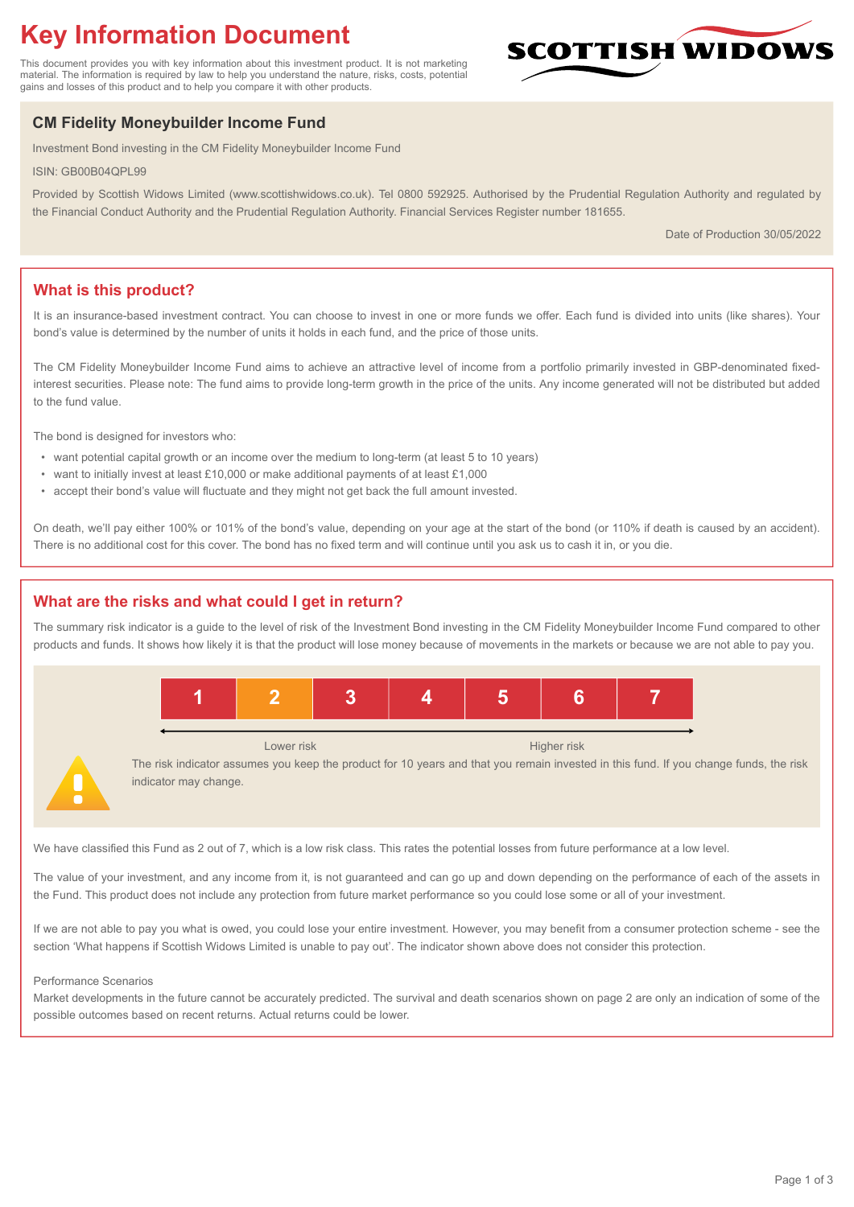# Key Information Document

This document provides you with key information about this investment product. It is not marketing material. The information is required by law to help you understand the nature, risks, costs, potential gains and losses of this product and to help you compare it with other products.

SCOTTISH WIDOWS

## CM Fidelity Moneybuilder Income Fund

Investment Bond investing in the CM Fidelity Moneybuilder Income Fund

ISIN: GB00B04QPL99

Provided by Scottish Widows Limited (www.scottishwidows.co.uk). Tel 0800 592925. Authorised by the Prudential Regulation Authority and regulated by the Financial Conduct Authority and the Prudential Regulation Authority. Financial Services Register number 181655.

Date of Production 30/05/2022

## What is this product?

It is an insurance-based investment contract. You can choose to invest in one or more funds we offer. Each fund is divided into units (like shares). Your bond's value is determined by the number of units it holds in each fund, and the price of those units.

The CM Fidelity Moneybuilder Income Fund aims to achieve an attractive level of income from a portfolio primarily invested in GBP-denominated fixed-interest securities. Please note: The fund aims to provide long-term growth in the price of the units. Any income generated will not be distributed but added to the fund value.

The bond is designed for investors who:

- want potential capital growth or an income over the medium to long-term (at least 5 to 10 years)
- want to initially invest at least £10,000 or make additional payments of at least £1,000
- accept their bond's value will fluctuate and they might not get back the full amount invested.

On death, we'll pay either 100% or 101% of the bond's value, depending on your age at the start of the bond (or 110% if death is caused by an accident). There is no additional cost for this cover. The bond has no fixed term and will continue until you ask us to cash it in, or you die.

## What are the risks and what could I get in return?

The summary risk indicator is a guide to the level of risk of the Investment Bond investing in the CM Fidelity Moneybuilder Income Fund compared to other products and funds. It shows how likely it is that the product will lose money because of movements in the markets or because we are not able to pay you.

| 1 | **2** | 3 | 4 | 5 | 6 | 7 |
|---|---|---|---|---|---|---|

Lower risk ← → Higher risk

The risk indicator assumes you keep the product for 10 years and that you remain invested in this fund. If you change funds, the risk indicator may change.

We have classified this Fund as 2 out of 7, which is a low risk class. This rates the potential losses from future performance at a low level.

The value of your investment, and any income from it, is not guaranteed and can go up and down depending on the performance of each of the assets in the Fund. This product does not include any protection from future market performance so you could lose some or all of your investment.

If we are not able to pay you what is owed, you could lose your entire investment. However, you may benefit from a consumer protection scheme - see the section 'What happens if Scottish Widows Limited is unable to pay out'. The indicator shown above does not consider this protection.

Performance Scenarios

Market developments in the future cannot be accurately predicted. The survival and death scenarios shown on page 2 are only an indication of some of the possible outcomes based on recent returns. Actual returns could be lower.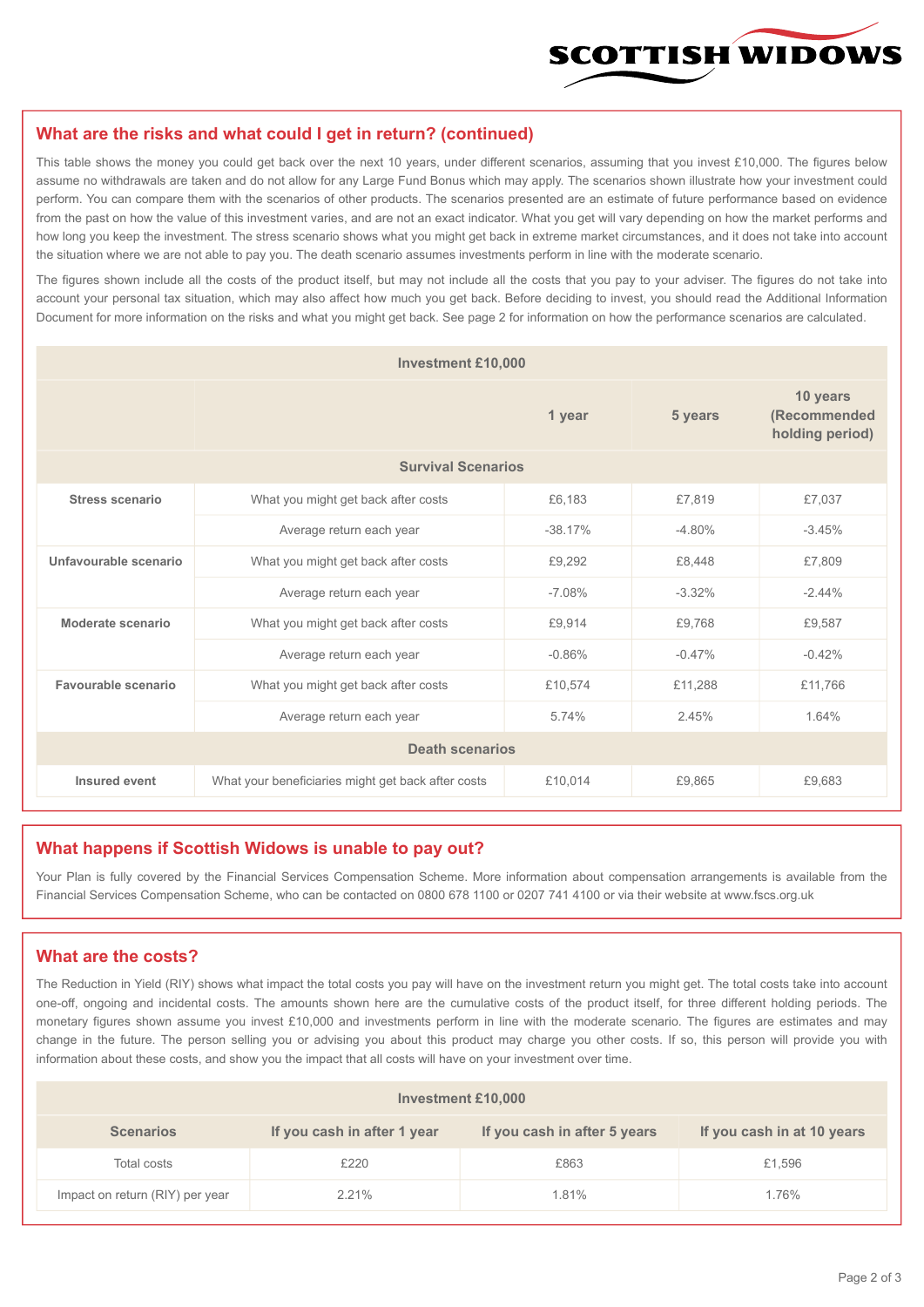## What are the risks and what could I get in return? (continued)

This table shows the money you could get back over the next 10 years, under different scenarios, assuming that you invest £10,000. The figures below assume no withdrawals are taken and do not allow for any Large Fund Bonus which may apply. The scenarios shown illustrate how your investment could perform. You can compare them with the scenarios of other products. The scenarios presented are an estimate of future performance based on evidence from the past on how the value of this investment varies, and are not an exact indicator. What you get will vary depending on how the market performs and how long you keep the investment. The stress scenario shows what you might get back in extreme market circumstances, and it does not take into account the situation where we are not able to pay you. The death scenario assumes investments perform in line with the moderate scenario.

The figures shown include all the costs of the product itself, but may not include all the costs that you pay to your adviser. The figures do not take into account your personal tax situation, which may also affect how much you get back. Before deciding to invest, you should read the Additional Information Document for more information on the risks and what you might get back. See page 2 for information on how the performance scenarios are calculated.

| Investment £10,000 | | | | |
|---|---|---|---|---|
| | | **1 year** | **5 years** | **10 years (Recommended holding period)** |
| **Survival Scenarios** | | | | |
| **Stress scenario** | What you might get back after costs | £6,183 | £7,819 | £7,037 |
| | Average return each year | -38.17% | -4.80% | -3.45% |
| **Unfavourable scenario** | What you might get back after costs | £9,292 | £8,448 | £7,809 |
| | Average return each year | -7.08% | -3.32% | -2.44% |
| **Moderate scenario** | What you might get back after costs | £9,914 | £9,768 | £9,587 |
| | Average return each year | -0.86% | -0.47% | -0.42% |
| **Favourable scenario** | What you might get back after costs | £10,574 | £11,288 | £11,766 |
| | Average return each year | 5.74% | 2.45% | 1.64% |
| **Death scenarios** | | | | |
| **Insured event** | What your beneficiaries might get back after costs | £10,014 | £9,865 | £9,683 |

## What happens if Scottish Widows is unable to pay out?

Your Plan is fully covered by the Financial Services Compensation Scheme. More information about compensation arrangements is available from the Financial Services Compensation Scheme, who can be contacted on 0800 678 1100 or 0207 741 4100 or via their website at www.fscs.org.uk

## What are the costs?

The Reduction in Yield (RIY) shows what impact the total costs you pay will have on the investment return you might get. The total costs take into account one-off, ongoing and incidental costs. The amounts shown here are the cumulative costs of the product itself, for three different holding periods. The monetary figures shown assume you invest £10,000 and investments perform in line with the moderate scenario. The figures are estimates and may change in the future. The person selling you or advising you about this product may charge you other costs. If so, this person will provide you with information about these costs, and show you the impact that all costs will have on your investment over time.

| Investment £10,000 | | | |
|---|---|---|---|
| **Scenarios** | **If you cash in after 1 year** | **If you cash in after 5 years** | **If you cash in at 10 years** |
| Total costs | £220 | £863 | £1,596 |
| Impact on return (RIY) per year | 2.21% | 1.81% | 1.76% |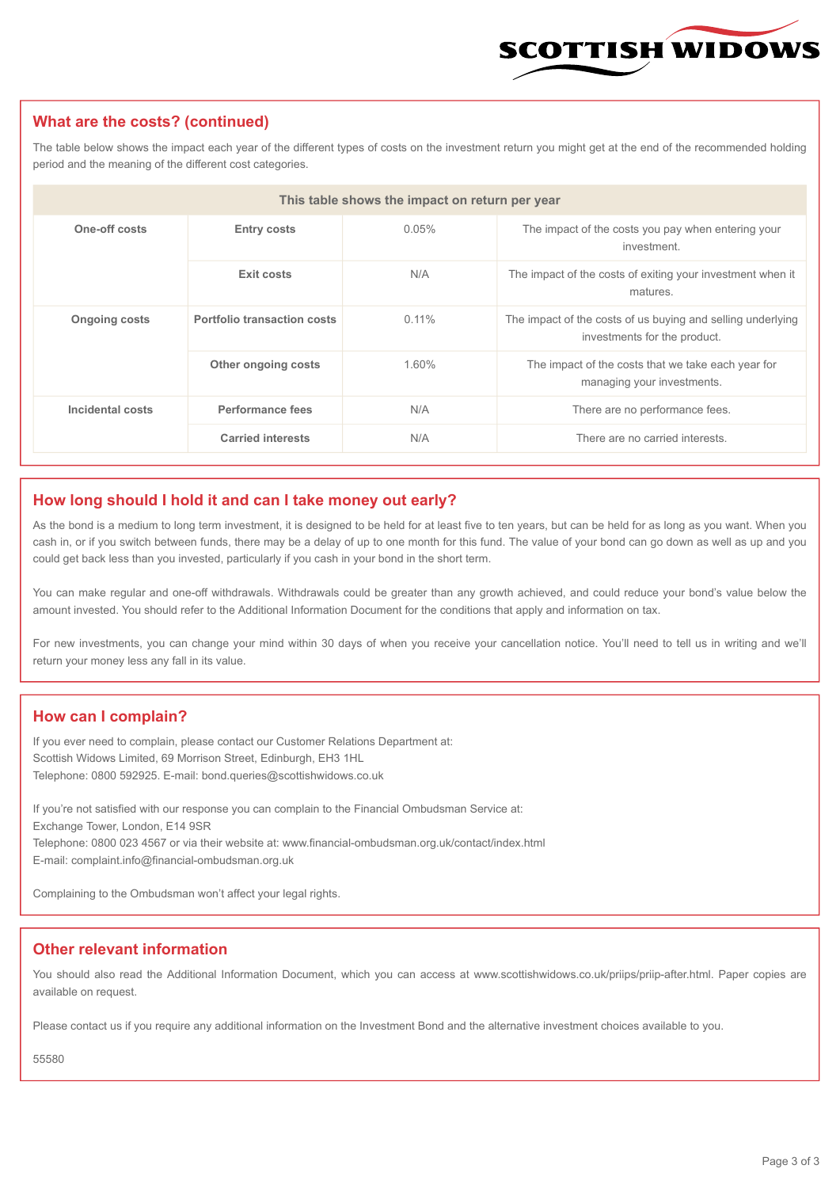## What are the costs? (continued)

The table below shows the impact each year of the different types of costs on the investment return you might get at the end of the recommended holding period and the meaning of the different cost categories.

| This table shows the impact on return per year | | | |
|---|---|---|---|
| **One-off costs** | **Entry costs** | 0.05% | The impact of the costs you pay when entering your investment. |
| | **Exit costs** | N/A | The impact of the costs of exiting your investment when it matures. |
| **Ongoing costs** | **Portfolio transaction costs** | 0.11% | The impact of the costs of us buying and selling underlying investments for the product. |
| | **Other ongoing costs** | 1.60% | The impact of the costs that we take each year for managing your investments. |
| **Incidental costs** | **Performance fees** | N/A | There are no performance fees. |
| | **Carried interests** | N/A | There are no carried interests. |

## How long should I hold it and can I take money out early?

As the bond is a medium to long term investment, it is designed to be held for at least five to ten years, but can be held for as long as you want. When you cash in, or if you switch between funds, there may be a delay of up to one month for this fund. The value of your bond can go down as well as up and you could get back less than you invested, particularly if you cash in your bond in the short term.

You can make regular and one-off withdrawals. Withdrawals could be greater than any growth achieved, and could reduce your bond's value below the amount invested. You should refer to the Additional Information Document for the conditions that apply and information on tax.

For new investments, you can change your mind within 30 days of when you receive your cancellation notice. You'll need to tell us in writing and we'll return your money less any fall in its value.

## How can I complain?

If you ever need to complain, please contact our Customer Relations Department at:
Scottish Widows Limited, 69 Morrison Street, Edinburgh, EH3 1HL
Telephone: 0800 592925. E-mail: bond.queries@scottishwidows.co.uk

If you're not satisfied with our response you can complain to the Financial Ombudsman Service at:
Exchange Tower, London, E14 9SR
Telephone: 0800 023 4567 or via their website at: www.financial-ombudsman.org.uk/contact/index.html
E-mail: complaint.info@financial-ombudsman.org.uk

Complaining to the Ombudsman won't affect your legal rights.

## Other relevant information

You should also read the Additional Information Document, which you can access at www.scottishwidows.co.uk/priips/priip-after.html. Paper copies are available on request.

Please contact us if you require any additional information on the Investment Bond and the alternative investment choices available to you.

55580